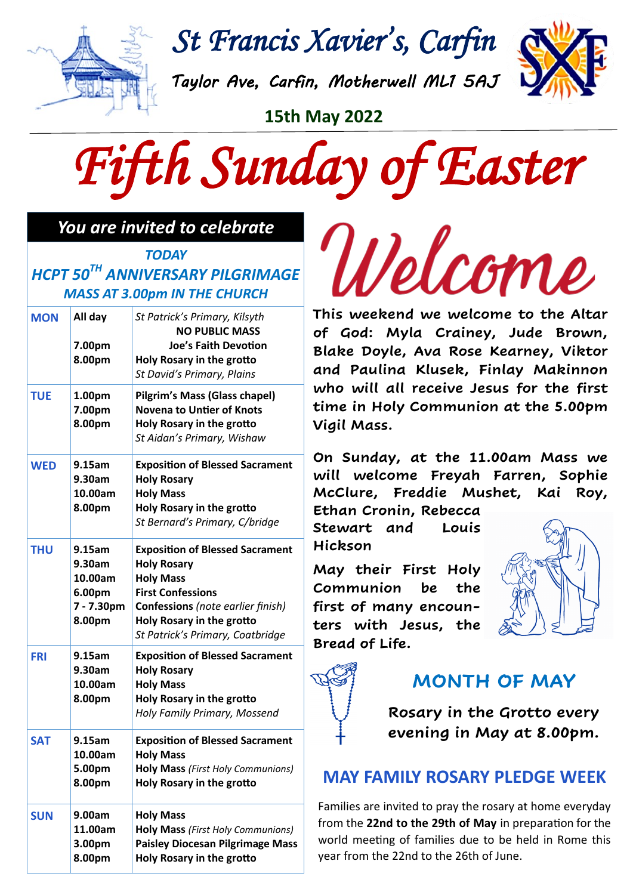# St Francis Xavier's, Carfin

Taylor Ave, Carfin, Motherwell ML1 5AJ

**15th May 2022**

# *Fifth Sunday of Easter*

## *You are invited to celebrate*

***TODAY***
***HCPT 50TH ANNIVERSARY PILGRIMAGE***
***MASS AT 3.00pm IN THE CHURCH***

| | | |
|---|---|---|
| **MON** | **All day**<br><br>**7.00pm**<br>**8.00pm** | *St Patrick's Primary, Kilsyth*<br>**NO PUBLIC MASS**<br>**Joe's Faith Devotion**<br>**Holy Rosary in the grotto**<br>*St David's Primary, Plains* |
| **TUE** | **1.00pm**<br>**7.00pm**<br>**8.00pm** | **Pilgrim's Mass (Glass chapel)**<br>**Novena to Untier of Knots**<br>**Holy Rosary in the grotto**<br>*St Aidan's Primary, Wishaw* |
| **WED** | **9.15am**<br>**9.30am**<br>**10.00am**<br>**8.00pm** | **Exposition of Blessed Sacrament**<br>**Holy Rosary**<br>**Holy Mass**<br>**Holy Rosary in the grotto**<br>*St Bernard's Primary, C/bridge* |
| **THU** | **9.15am**<br>**9.30am**<br>**10.00am**<br>**6.00pm**<br>**7 - 7.30pm**<br>**8.00pm** | **Exposition of Blessed Sacrament**<br>**Holy Rosary**<br>**Holy Mass**<br>**First Confessions**<br>**Confessions** *(note earlier finish)*<br>**Holy Rosary in the grotto**<br>*St Patrick's Primary, Coatbridge* |
| **FRI** | **9.15am**<br>**9.30am**<br>**10.00am**<br>**8.00pm** | **Exposition of Blessed Sacrament**<br>**Holy Rosary**<br>**Holy Mass**<br>**Holy Rosary in the grotto**<br>*Holy Family Primary, Mossend* |
| **SAT** | **9.15am**<br>**10.00am**<br>**5.00pm**<br>**8.00pm** | **Exposition of Blessed Sacrament**<br>**Holy Mass**<br>**Holy Mass** *(First Holy Communions)*<br>**Holy Rosary in the grotto** |
| **SUN** | **9.00am**<br>**11.00am**<br>**3.00pm**<br>**8.00pm** | **Holy Mass**<br>**Holy Mass** *(First Holy Communions)*<br>**Paisley Diocesan Pilgrimage Mass**<br>**Holy Rosary in the grotto** |

# *Welcome*

**This weekend we welcome to the Altar of God: Myla Crainey, Jude Brown, Blake Doyle, Ava Rose Kearney, Viktor and Paulina Klusek, Finlay Makinnon who will all receive Jesus for the first time in Holy Communion at the 5.00pm Vigil Mass.**

**On Sunday, at the 11.00am Mass we will welcome Freyah Farren, Sophie McClure, Freddie Mushet, Kai Roy, Ethan Cronin, Rebecca Stewart and Louis Hickson**

**May their First Holy Communion be the first of many encounters with Jesus, the Bread of Life.**

## MONTH OF MAY

**Rosary in the Grotto every evening in May at 8.00pm.**

## MAY FAMILY ROSARY PLEDGE WEEK

Families are invited to pray the rosary at home everyday from the **22nd to the 29th of May** in preparation for the world meeting of families due to be held in Rome this year from the 22nd to the 26th of June.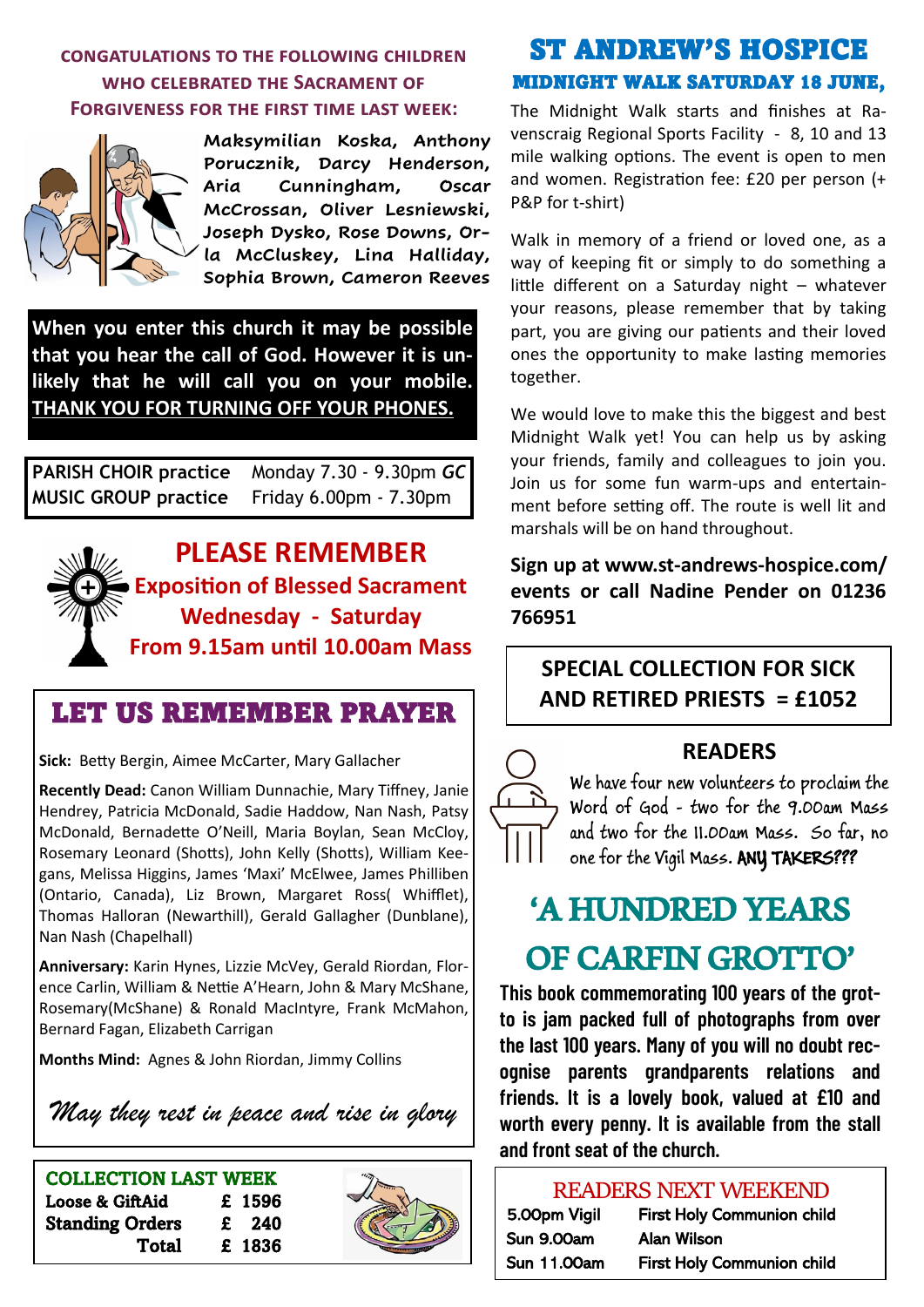### CONGATULATIONS TO THE FOLLOWING CHILDREN WHO CELEBRATED THE SACRAMENT OF FORGIVENESS FOR THE FIRST TIME LAST WEEK:

**Maksymilian Koska, Anthony Porucznik, Darcy Henderson, Aria Cunningham, Oscar McCrossan, Oliver Lesniewski, Joseph Dysko, Rose Downs, Orla McCluskey, Lina Halliday, Sophia Brown, Cameron Reeves**

**When you enter this church it may be possible that you hear the call of God. However it is unlikely that he will call you on your mobile. THANK YOU FOR TURNING OFF YOUR PHONES.**

| | |
|---|---|
| PARISH CHOIR practice | Monday 7.30 - 9.30pm *GC* |
| MUSIC GROUP practice | Friday 6.00pm - 7.30pm |

## PLEASE REMEMBER

**Exposition of Blessed Sacrament**
**Wednesday - Saturday**
**From 9.15am until 10.00am Mass**

## LET US REMEMBER PRAYER

**Sick:** Betty Bergin, Aimee McCarter, Mary Gallacher

**Recently Dead:** Canon William Dunnachie, Mary Tiffney, Janie Hendrey, Patricia McDonald, Sadie Haddow, Nan Nash, Patsy McDonald, Bernadette O'Neill, Maria Boylan, Sean McCloy, Rosemary Leonard (Shotts), John Kelly (Shotts), William Keegans, Melissa Higgins, James 'Maxi' McElwee, James Philliben (Ontario, Canada), Liz Brown, Margaret Ross( Whifflet), Thomas Halloran (Newarthill), Gerald Gallagher (Dunblane), Nan Nash (Chapelhall)

**Anniversary:** Karin Hynes, Lizzie McVey, Gerald Riordan, Florence Carlin, William & Nettie A'Hearn, John & Mary McShane, Rosemary(McShane) & Ronald MacIntyre, Frank McMahon, Bernard Fagan, Elizabeth Carrigan

**Months Mind:** Agnes & John Riordan, Jimmy Collins

*May they rest in peace and rise in glory*

### COLLECTION LAST WEEK

| | |
|---|---|
| Loose & GiftAid | £ 1596 |
| Standing Orders | £ 240 |
| Total | £ 1836 |

## ST ANDREW'S HOSPICE

### MIDNIGHT WALK SATURDAY 18 JUNE,

The Midnight Walk starts and finishes at Ravenscraig Regional Sports Facility - 8, 10 and 13 mile walking options. The event is open to men and women. Registration fee: £20 per person (+ P&P for t-shirt)

Walk in memory of a friend or loved one, as a way of keeping fit or simply to do something a little different on a Saturday night – whatever your reasons, please remember that by taking part, you are giving our patients and their loved ones the opportunity to make lasting memories together.

We would love to make this the biggest and best Midnight Walk yet! You can help us by asking your friends, family and colleagues to join you. Join us for some fun warm-ups and entertainment before setting off. The route is well lit and marshals will be on hand throughout.

**Sign up at www.st-andrews-hospice.com/events or call Nadine Pender on 01236 766951**

**SPECIAL COLLECTION FOR SICK AND RETIRED PRIESTS = £1052**

### READERS

We have four new volunteers to proclaim the Word of God - two for the 9.00am Mass and two for the 11.00am Mass. So far, no one for the Vigil Mass. **ANY TAKERS???**

## 'A HUNDRED YEARS OF CARFIN GROTTO'

**This book commemorating 100 years of the grotto is jam packed full of photographs from over the last 100 years. Many of you will no doubt recognise parents grandparents relations and friends. It is a lovely book, valued at £10 and worth every penny. It is available from the stall and front seat of the church.**

### READERS NEXT WEEKEND

| | |
|---|---|
| 5.00pm Vigil | First Holy Communion child |
| Sun 9.00am | Alan Wilson |
| Sun 11.00am | First Holy Communion child |